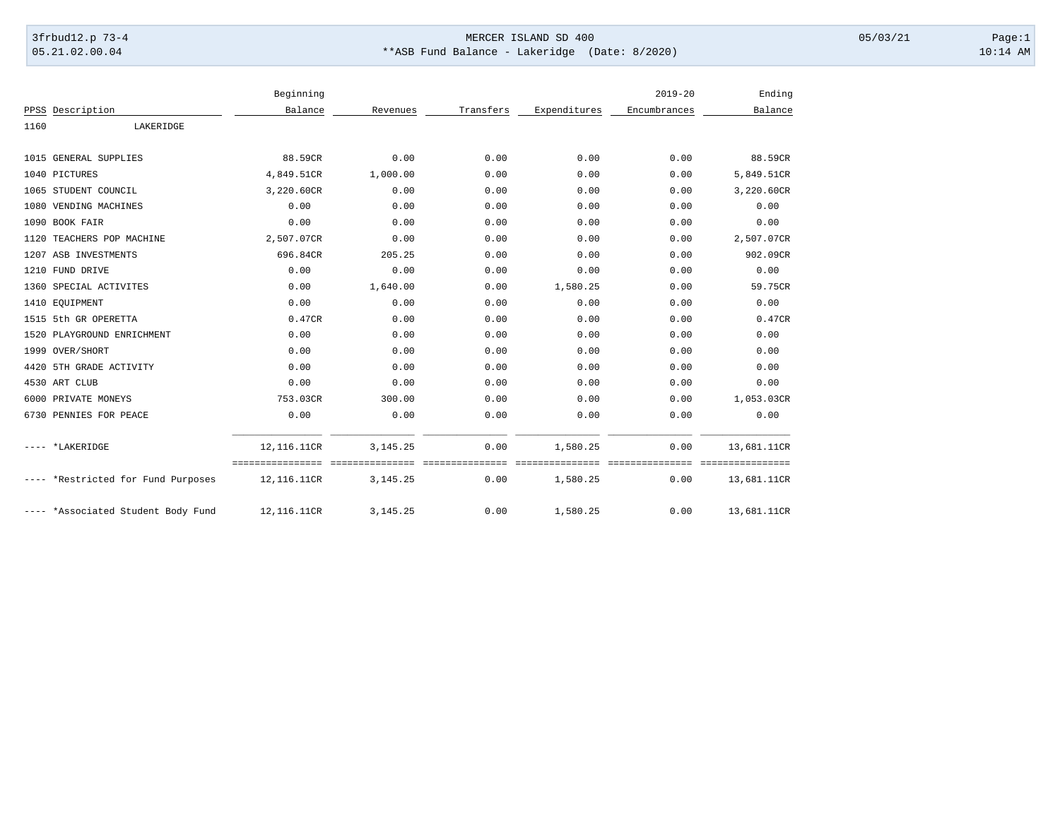MERCER ISLAND SD 400

**ASB Fund Balance - Lakeridge (Date: 8/2020)

| PPSS | Description | Beginning Balance | Revenues | Transfers | Expenditures | 2019-20 Encumbrances | Ending Balance |
|---|---|---|---|---|---|---|---|
| 1160 | LAKERIDGE | | | | | | |
| 1015 | GENERAL SUPPLIES | 88.59CR | 0.00 | 0.00 | 0.00 | 0.00 | 88.59CR |
| 1040 | PICTURES | 4,849.51CR | 1,000.00 | 0.00 | 0.00 | 0.00 | 5,849.51CR |
| 1065 | STUDENT COUNCIL | 3,220.60CR | 0.00 | 0.00 | 0.00 | 0.00 | 3,220.60CR |
| 1080 | VENDING MACHINES | 0.00 | 0.00 | 0.00 | 0.00 | 0.00 | 0.00 |
| 1090 | BOOK FAIR | 0.00 | 0.00 | 0.00 | 0.00 | 0.00 | 0.00 |
| 1120 | TEACHERS POP MACHINE | 2,507.07CR | 0.00 | 0.00 | 0.00 | 0.00 | 2,507.07CR |
| 1207 | ASB INVESTMENTS | 696.84CR | 205.25 | 0.00 | 0.00 | 0.00 | 902.09CR |
| 1210 | FUND DRIVE | 0.00 | 0.00 | 0.00 | 0.00 | 0.00 | 0.00 |
| 1360 | SPECIAL ACTIVITES | 0.00 | 1,640.00 | 0.00 | 1,580.25 | 0.00 | 59.75CR |
| 1410 | EQUIPMENT | 0.00 | 0.00 | 0.00 | 0.00 | 0.00 | 0.00 |
| 1515 | 5th GR OPERETTA | 0.47CR | 0.00 | 0.00 | 0.00 | 0.00 | 0.47CR |
| 1520 | PLAYGROUND ENRICHMENT | 0.00 | 0.00 | 0.00 | 0.00 | 0.00 | 0.00 |
| 1999 | OVER/SHORT | 0.00 | 0.00 | 0.00 | 0.00 | 0.00 | 0.00 |
| 4420 | 5TH GRADE ACTIVITY | 0.00 | 0.00 | 0.00 | 0.00 | 0.00 | 0.00 |
| 4530 | ART CLUB | 0.00 | 0.00 | 0.00 | 0.00 | 0.00 | 0.00 |
| 6000 | PRIVATE MONEYS | 753.03CR | 300.00 | 0.00 | 0.00 | 0.00 | 1,053.03CR |
| 6730 | PENNIES FOR PEACE | 0.00 | 0.00 | 0.00 | 0.00 | 0.00 | 0.00 |
| ---- | *LAKERIDGE | 12,116.11CR | 3,145.25 | 0.00 | 1,580.25 | 0.00 | 13,681.11CR |
| ---- | *Restricted for Fund Purposes | 12,116.11CR | 3,145.25 | 0.00 | 1,580.25 | 0.00 | 13,681.11CR |
| ---- | *Associated Student Body Fund | 12,116.11CR | 3,145.25 | 0.00 | 1,580.25 | 0.00 | 13,681.11CR |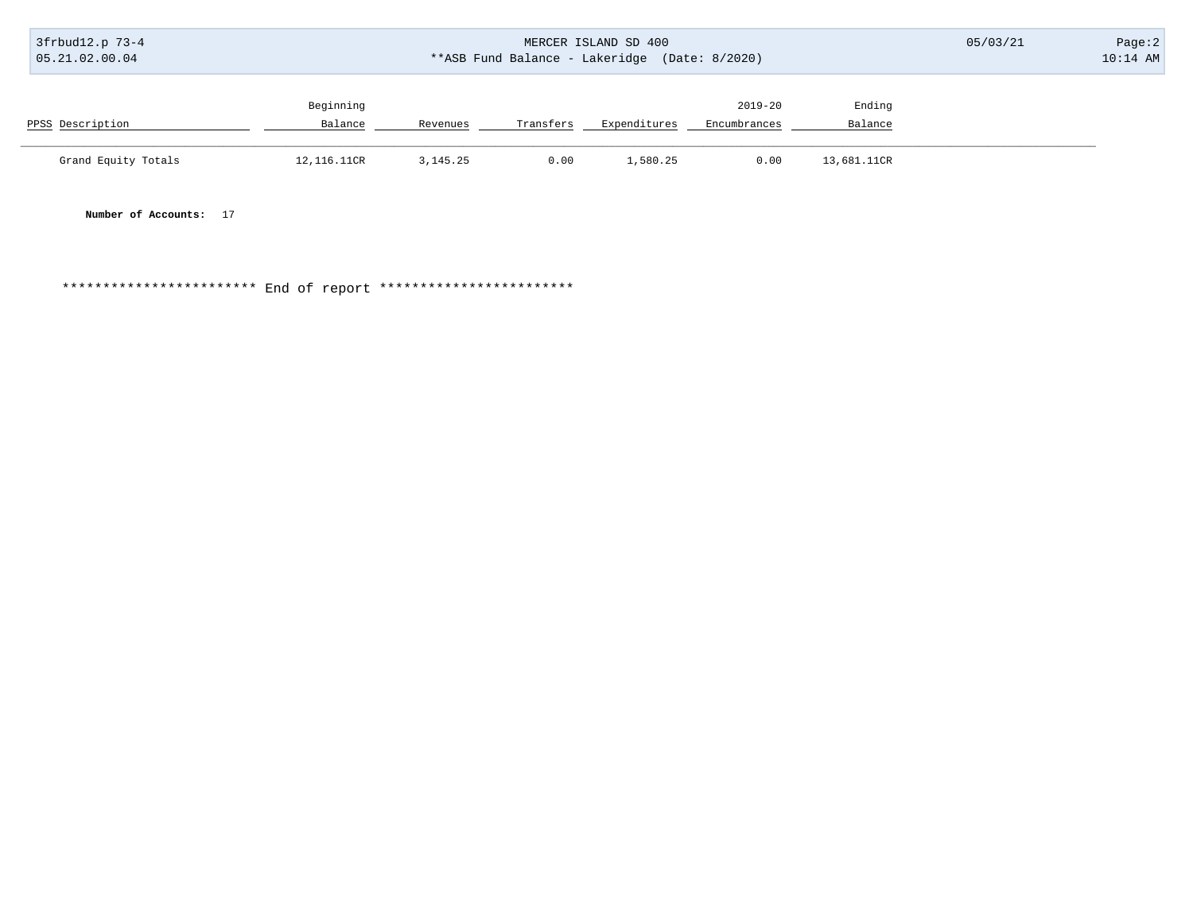| PPSS | Description | Beginning Balance | Revenues | Transfers | Expenditures | 2019-20 Encumbrances | Ending Balance |
|---|---|---|---|---|---|---|---|
| | Grand Equity Totals | 12,116.11CR | 3,145.25 | 0.00 | 1,580.25 | 0.00 | 13,681.11CR |

**Number of Accounts:** 17

************************ End of report ************************